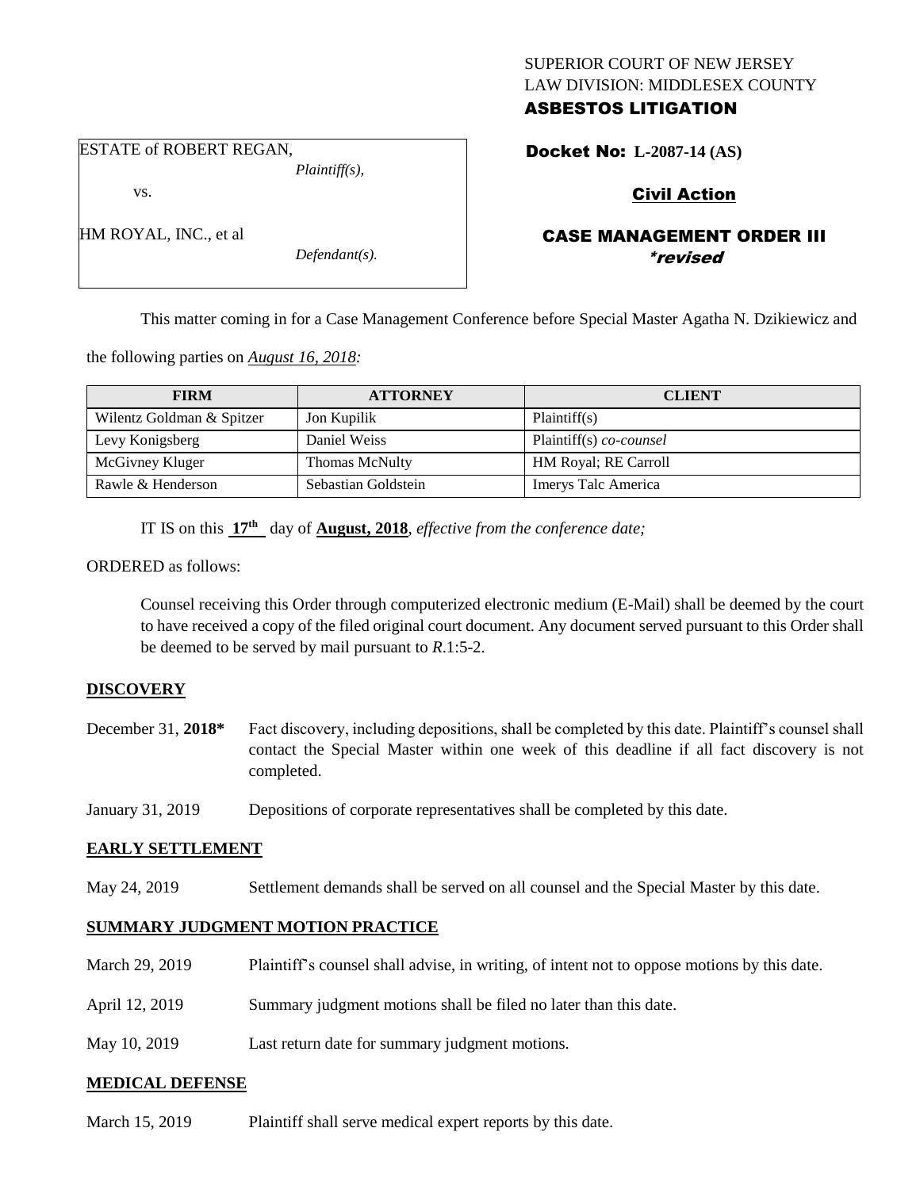SUPERIOR COURT OF NEW JERSEY
LAW DIVISION: MIDDLESEX COUNTY
**ASBESTOS LITIGATION**

ESTATE of ROBERT REGAN,
*Plaintiff(s),*

vs.

HM ROYAL, INC., et al
*Defendant(s).*

**Docket No: L-2087-14 (AS)**

**Civil Action**

**CASE MANAGEMENT ORDER III**
***revised***

This matter coming in for a Case Management Conference before Special Master Agatha N. Dzikiewicz and the following parties on *August 16, 2018:*

| FIRM | ATTORNEY | CLIENT |
| --- | --- | --- |
| Wilentz Goldman & Spitzer | Jon Kupilik | Plaintiff(s) |
| Levy Konigsberg | Daniel Weiss | Plaintiff(s) *co-counsel* |
| McGivney Kluger | Thomas McNulty | HM Royal; RE Carroll |
| Rawle & Henderson | Sebastian Goldstein | Imerys Talc America |

IT IS on this **17th** day of **August, 2018**, *effective from the conference date;*

ORDERED as follows:

Counsel receiving this Order through computerized electronic medium (E-Mail) shall be deemed by the court to have received a copy of the filed original court document. Any document served pursuant to this Order shall be deemed to be served by mail pursuant to *R*.1:5-2.

**DISCOVERY**

December 31, **2018*** Fact discovery, including depositions, shall be completed by this date. Plaintiff's counsel shall contact the Special Master within one week of this deadline if all fact discovery is not completed.

January 31, 2019 Depositions of corporate representatives shall be completed by this date.

**EARLY SETTLEMENT**

May 24, 2019 Settlement demands shall be served on all counsel and the Special Master by this date.

**SUMMARY JUDGMENT MOTION PRACTICE**

March 29, 2019 Plaintiff's counsel shall advise, in writing, of intent not to oppose motions by this date.

April 12, 2019 Summary judgment motions shall be filed no later than this date.

May 10, 2019 Last return date for summary judgment motions.

**MEDICAL DEFENSE**

March 15, 2019 Plaintiff shall serve medical expert reports by this date.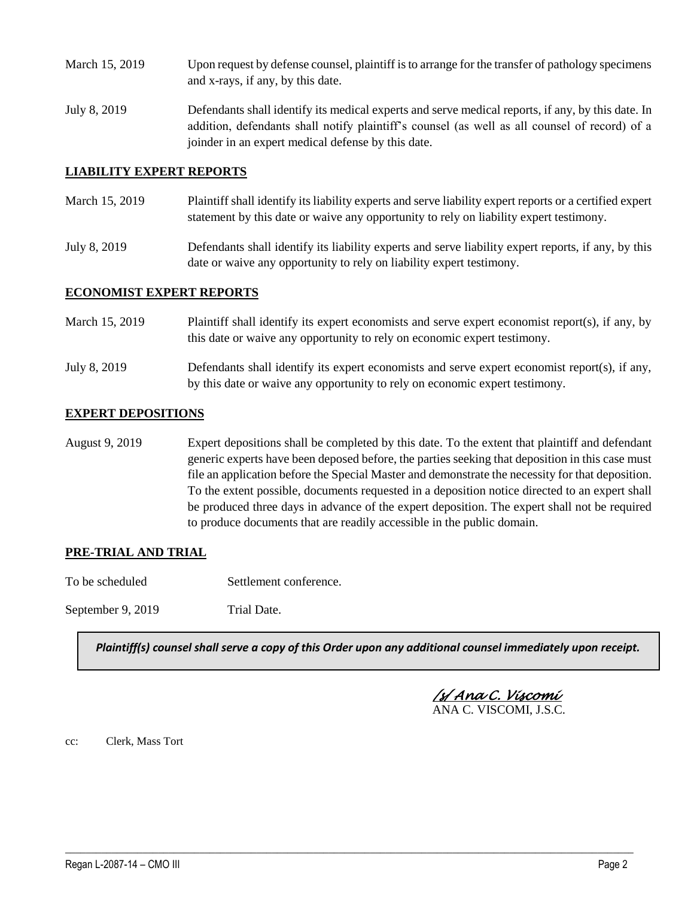| | |
|---|---|
| March 15, 2019 | Upon request by defense counsel, plaintiff is to arrange for the transfer of pathology specimens and x-rays, if any, by this date. |
| July 8, 2019 | Defendants shall identify its medical experts and serve medical reports, if any, by this date. In addition, defendants shall notify plaintiff's counsel (as well as all counsel of record) of a joinder in an expert medical defense by this date. |

## LIABILITY EXPERT REPORTS

| | |
|---|---|
| March 15, 2019 | Plaintiff shall identify its liability experts and serve liability expert reports or a certified expert statement by this date or waive any opportunity to rely on liability expert testimony. |
| July 8, 2019 | Defendants shall identify its liability experts and serve liability expert reports, if any, by this date or waive any opportunity to rely on liability expert testimony. |

## ECONOMIST EXPERT REPORTS

| | |
|---|---|
| March 15, 2019 | Plaintiff shall identify its expert economists and serve expert economist report(s), if any, by this date or waive any opportunity to rely on economic expert testimony. |
| July 8, 2019 | Defendants shall identify its expert economists and serve expert economist report(s), if any, by this date or waive any opportunity to rely on economic expert testimony. |

## EXPERT DEPOSITIONS

| | |
|---|---|
| August 9, 2019 | Expert depositions shall be completed by this date. To the extent that plaintiff and defendant generic experts have been deposed before, the parties seeking that deposition in this case must file an application before the Special Master and demonstrate the necessity for that deposition. To the extent possible, documents requested in a deposition notice directed to an expert shall be produced three days in advance of the expert deposition. The expert shall not be required to produce documents that are readily accessible in the public domain. |

## PRE-TRIAL AND TRIAL

| | |
|---|---|
| To be scheduled | Settlement conference. |
| September 9, 2019 | Trial Date. |

***Plaintiff(s) counsel shall serve a copy of this Order upon any additional counsel immediately upon receipt.***

/s/ Ana C. Viscomi
ANA C. VISCOMI, J.S.C.

cc: Clerk, Mass Tort